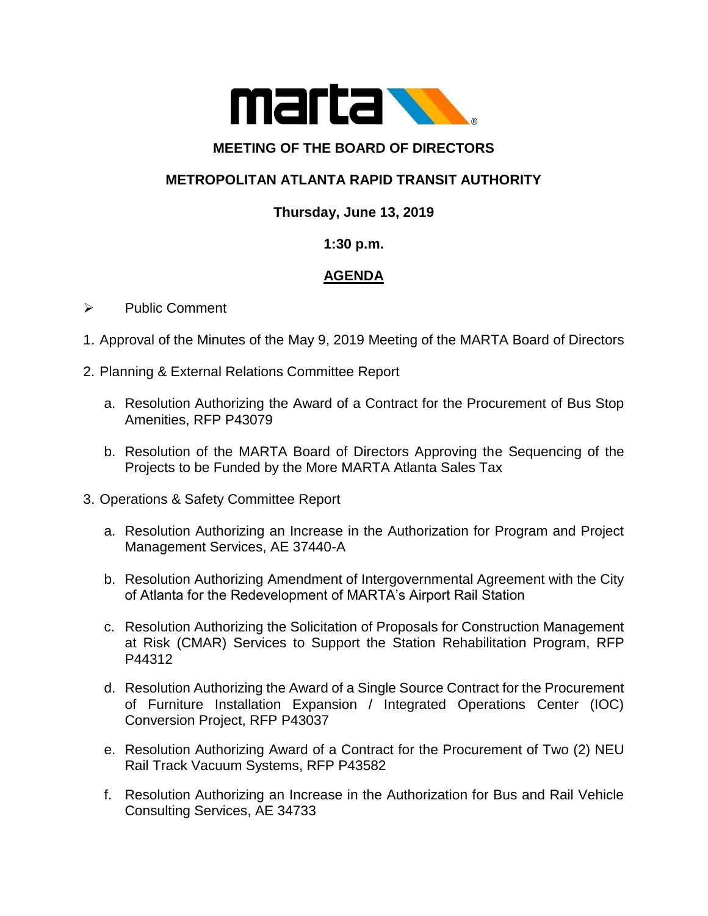marta

## MEETING OF THE BOARD OF DIRECTORS

## METROPOLITAN ATLANTA RAPID TRANSIT AUTHORITY

**Thursday, June 13, 2019**

**1:30 p.m.**

## AGENDA

- Public Comment

1. Approval of the Minutes of the May 9, 2019 Meeting of the MARTA Board of Directors

2. Planning & External Relations Committee Report

   a. Resolution Authorizing the Award of a Contract for the Procurement of Bus Stop Amenities, RFP P43079

   b. Resolution of the MARTA Board of Directors Approving the Sequencing of the Projects to be Funded by the More MARTA Atlanta Sales Tax

3. Operations & Safety Committee Report

   a. Resolution Authorizing an Increase in the Authorization for Program and Project Management Services, AE 37440-A

   b. Resolution Authorizing Amendment of Intergovernmental Agreement with the City of Atlanta for the Redevelopment of MARTA's Airport Rail Station

   c. Resolution Authorizing the Solicitation of Proposals for Construction Management at Risk (CMAR) Services to Support the Station Rehabilitation Program, RFP P44312

   d. Resolution Authorizing the Award of a Single Source Contract for the Procurement of Furniture Installation Expansion / Integrated Operations Center (IOC) Conversion Project, RFP P43037

   e. Resolution Authorizing Award of a Contract for the Procurement of Two (2) NEU Rail Track Vacuum Systems, RFP P43582

   f. Resolution Authorizing an Increase in the Authorization for Bus and Rail Vehicle Consulting Services, AE 34733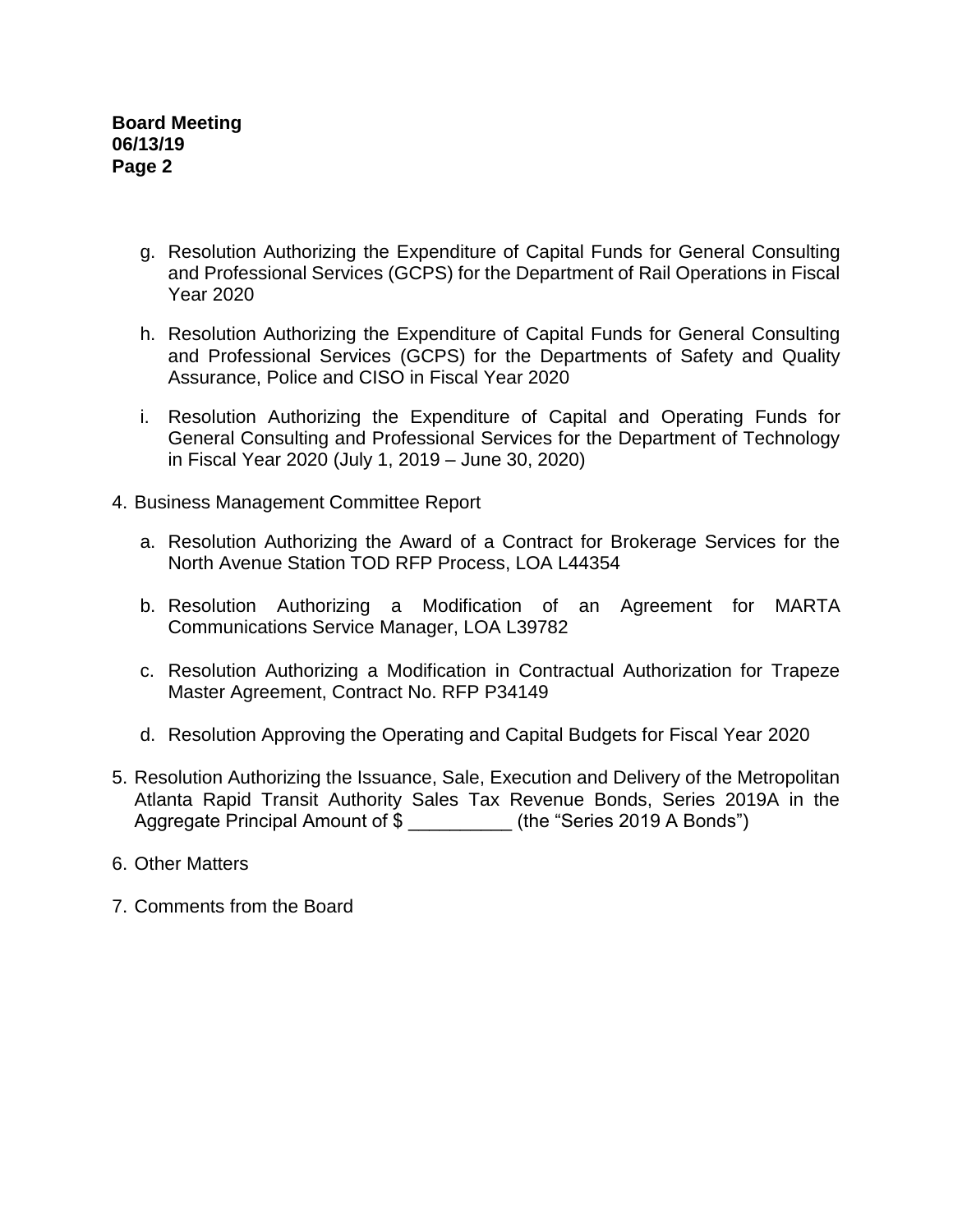g. Resolution Authorizing the Expenditure of Capital Funds for General Consulting and Professional Services (GCPS) for the Department of Rail Operations in Fiscal Year 2020

h. Resolution Authorizing the Expenditure of Capital Funds for General Consulting and Professional Services (GCPS) for the Departments of Safety and Quality Assurance, Police and CISO in Fiscal Year 2020

i. Resolution Authorizing the Expenditure of Capital and Operating Funds for General Consulting and Professional Services for the Department of Technology in Fiscal Year 2020 (July 1, 2019 – June 30, 2020)

4. Business Management Committee Report

   a. Resolution Authorizing the Award of a Contract for Brokerage Services for the North Avenue Station TOD RFP Process, LOA L44354

   b. Resolution Authorizing a Modification of an Agreement for MARTA Communications Service Manager, LOA L39782

   c. Resolution Authorizing a Modification in Contractual Authorization for Trapeze Master Agreement, Contract No. RFP P34149

   d. Resolution Approving the Operating and Capital Budgets for Fiscal Year 2020

5. Resolution Authorizing the Issuance, Sale, Execution and Delivery of the Metropolitan Atlanta Rapid Transit Authority Sales Tax Revenue Bonds, Series 2019A in the Aggregate Principal Amount of $ __________ (the "Series 2019 A Bonds")

6. Other Matters

7. Comments from the Board